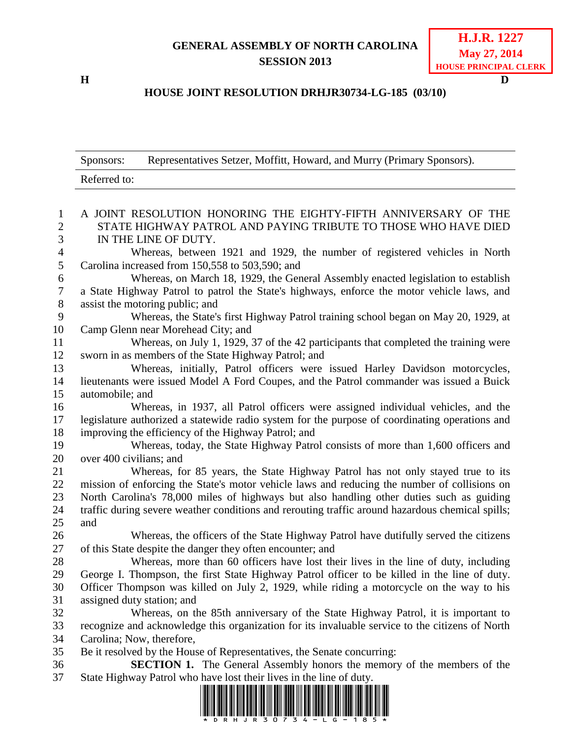**H.J.R. 1227**
**May 27, 2014**
**HOUSE PRINCIPAL CLERK**

# GENERAL ASSEMBLY OF NORTH CAROLINA
# SESSION 2013

**H** **D**

## HOUSE JOINT RESOLUTION DRHJR30734-LG-185 (03/10)

| Sponsors: | Representatives Setzer, Moffitt, Howard, and Murry (Primary Sponsors). |
|---|---|
| Referred to: | |

A JOINT RESOLUTION HONORING THE EIGHTY-FIFTH ANNIVERSARY OF THE STATE HIGHWAY PATROL AND PAYING TRIBUTE TO THOSE WHO HAVE DIED IN THE LINE OF DUTY.

Whereas, between 1921 and 1929, the number of registered vehicles in North Carolina increased from 150,558 to 503,590; and

Whereas, on March 18, 1929, the General Assembly enacted legislation to establish a State Highway Patrol to patrol the State's highways, enforce the motor vehicle laws, and assist the motoring public; and

Whereas, the State's first Highway Patrol training school began on May 20, 1929, at Camp Glenn near Morehead City; and

Whereas, on July 1, 1929, 37 of the 42 participants that completed the training were sworn in as members of the State Highway Patrol; and

Whereas, initially, Patrol officers were issued Harley Davidson motorcycles, lieutenants were issued Model A Ford Coupes, and the Patrol commander was issued a Buick automobile; and

Whereas, in 1937, all Patrol officers were assigned individual vehicles, and the legislature authorized a statewide radio system for the purpose of coordinating operations and improving the efficiency of the Highway Patrol; and

Whereas, today, the State Highway Patrol consists of more than 1,600 officers and over 400 civilians; and

Whereas, for 85 years, the State Highway Patrol has not only stayed true to its mission of enforcing the State's motor vehicle laws and reducing the number of collisions on North Carolina's 78,000 miles of highways but also handling other duties such as guiding traffic during severe weather conditions and rerouting traffic around hazardous chemical spills; and

Whereas, the officers of the State Highway Patrol have dutifully served the citizens of this State despite the danger they often encounter; and

Whereas, more than 60 officers have lost their lives in the line of duty, including George I. Thompson, the first State Highway Patrol officer to be killed in the line of duty. Officer Thompson was killed on July 2, 1929, while riding a motorcycle on the way to his assigned duty station; and

Whereas, on the 85th anniversary of the State Highway Patrol, it is important to recognize and acknowledge this organization for its invaluable service to the citizens of North Carolina; Now, therefore,

Be it resolved by the House of Representatives, the Senate concurring:

**SECTION 1.** The General Assembly honors the memory of the members of the State Highway Patrol who have lost their lives in the line of duty.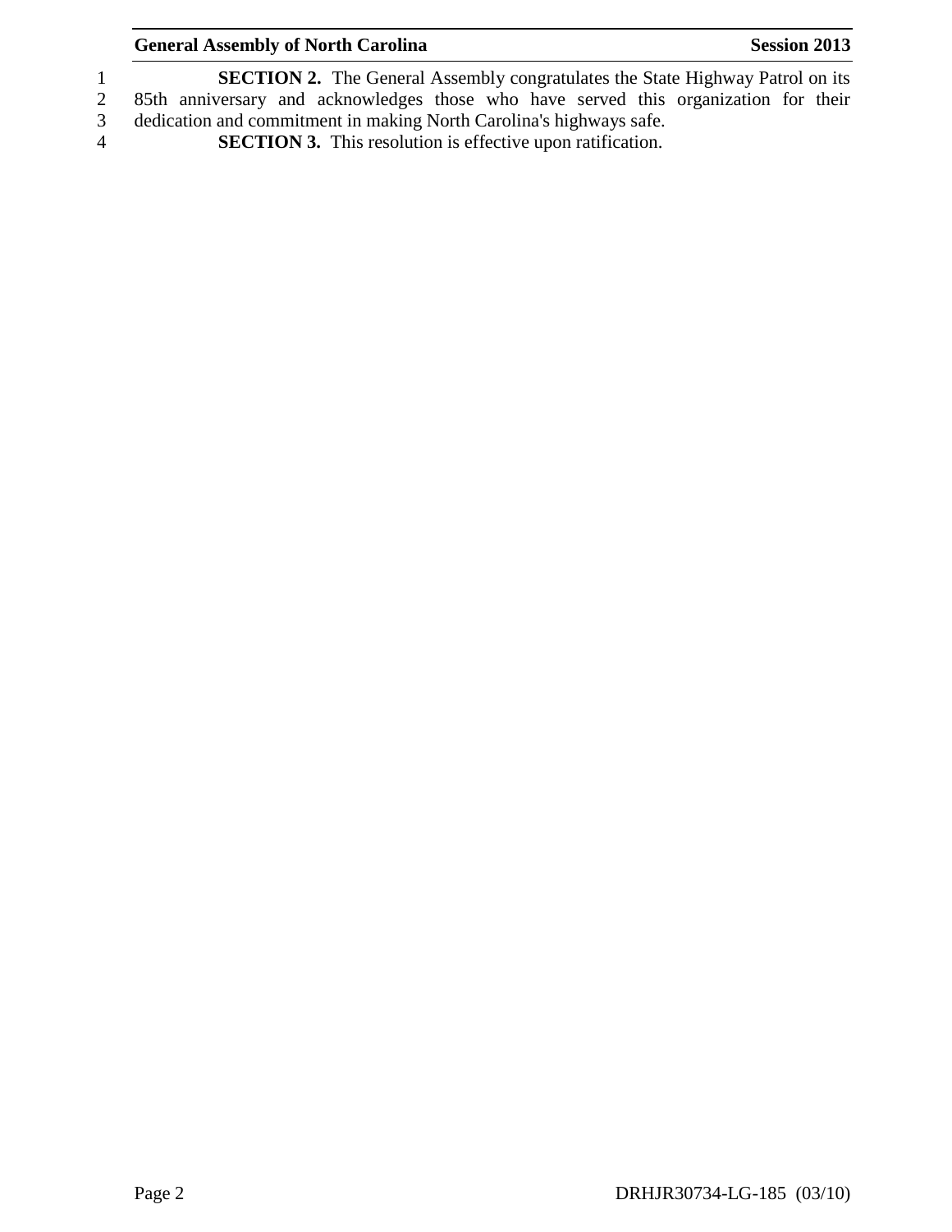**SECTION 2.** The General Assembly congratulates the State Highway Patrol on its 85th anniversary and acknowledges those who have served this organization for their dedication and commitment in making North Carolina's highways safe.

**SECTION 3.** This resolution is effective upon ratification.